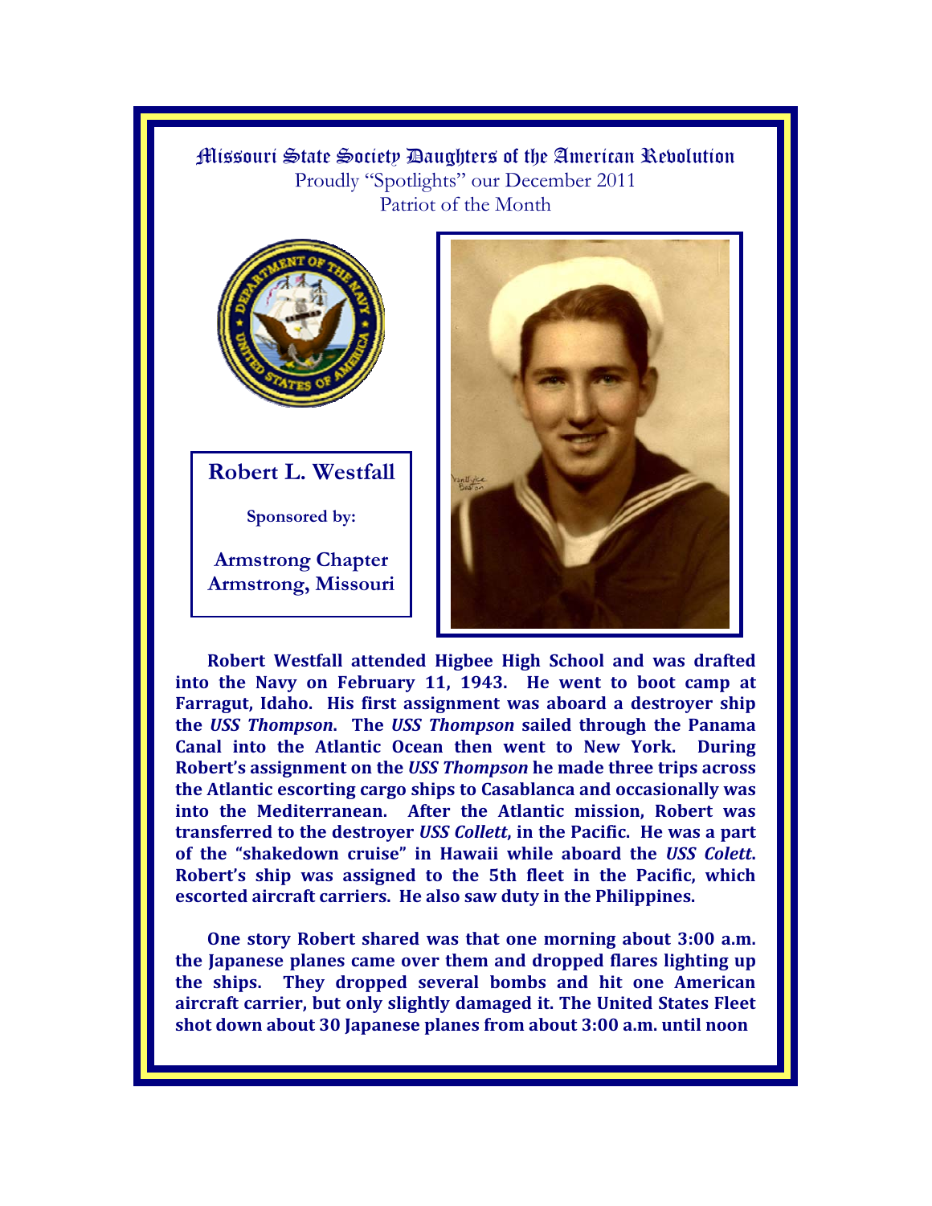# Missouri State Society Daughters of the American Revolution

Proudly "Spotlights" our December 2011
Patriot of the Month

## Robert L. Westfall

**Sponsored by:**

**Armstrong Chapter**
**Armstrong, Missouri**

**Robert Westfall attended Higbee High School and was drafted into the Navy on February 11, 1943. He went to boot camp at Farragut, Idaho. His first assignment was aboard a destroyer ship the *USS Thompson*. The *USS Thompson* sailed through the Panama Canal into the Atlantic Ocean then went to New York. During Robert's assignment on the *USS Thompson* he made three trips across the Atlantic escorting cargo ships to Casablanca and occasionally was into the Mediterranean. After the Atlantic mission, Robert was transferred to the destroyer *USS Collett*, in the Pacific. He was a part of the "shakedown cruise" in Hawaii while aboard the *USS Colett*. Robert's ship was assigned to the 5th fleet in the Pacific, which escorted aircraft carriers. He also saw duty in the Philippines.**

**One story Robert shared was that one morning about 3:00 a.m. the Japanese planes came over them and dropped flares lighting up the ships. They dropped several bombs and hit one American aircraft carrier, but only slightly damaged it. The United States Fleet shot down about 30 Japanese planes from about 3:00 a.m. until noon**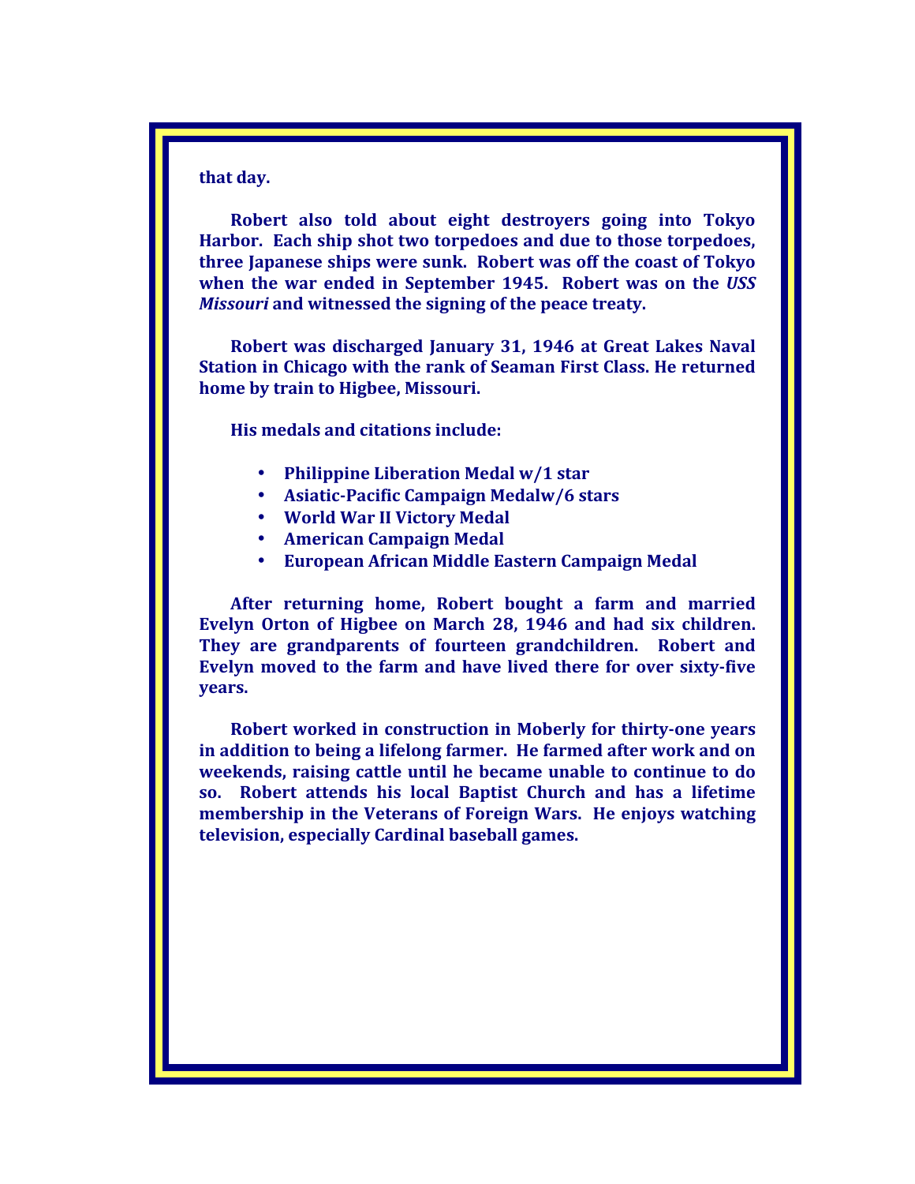**that day.**

**Robert also told about eight destroyers going into Tokyo Harbor. Each ship shot two torpedoes and due to those torpedoes, three Japanese ships were sunk. Robert was off the coast of Tokyo when the war ended in September 1945. Robert was on the *USS Missouri* and witnessed the signing of the peace treaty.**

**Robert was discharged January 31, 1946 at Great Lakes Naval Station in Chicago with the rank of Seaman First Class. He returned home by train to Higbee, Missouri.**

**His medals and citations include:**

- **Philippine Liberation Medal w/1 star**
- **Asiatic-Pacific Campaign Medalw/6 stars**
- **World War II Victory Medal**
- **American Campaign Medal**
- **European African Middle Eastern Campaign Medal**

**After returning home, Robert bought a farm and married Evelyn Orton of Higbee on March 28, 1946 and had six children. They are grandparents of fourteen grandchildren. Robert and Evelyn moved to the farm and have lived there for over sixty-five years.**

**Robert worked in construction in Moberly for thirty-one years in addition to being a lifelong farmer. He farmed after work and on weekends, raising cattle until he became unable to continue to do so. Robert attends his local Baptist Church and has a lifetime membership in the Veterans of Foreign Wars. He enjoys watching television, especially Cardinal baseball games.**